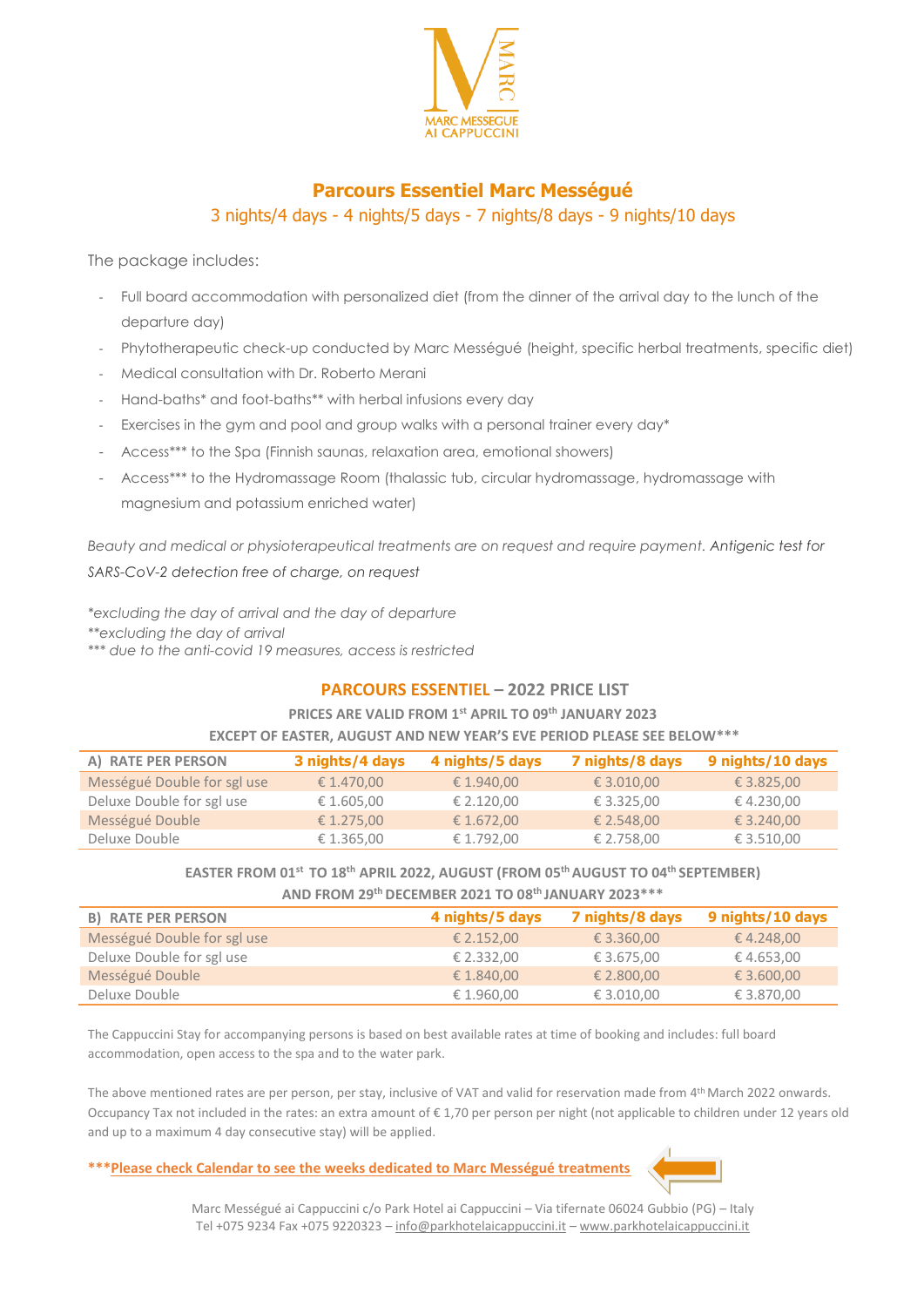MARC MESSEGUE AI CAPPUCCINI

## Parcours Essentiel Marc Mességué

3 nights/4 days - 4 nights/5 days - 7 nights/8 days - 9 nights/10 days

The package includes:

- Full board accommodation with personalized diet (from the dinner of the arrival day to the lunch of the departure day)
- Phytotherapeutic check-up conducted by Marc Mességué (height, specific herbal treatments, specific diet)
- Medical consultation with Dr. Roberto Merani
- Hand-baths* and foot-baths** with herbal infusions every day
- Exercises in the gym and pool and group walks with a personal trainer every day*
- Access*** to the Spa (Finnish saunas, relaxation area, emotional showers)
- Access*** to the Hydromassage Room (thalassic tub, circular hydromassage, hydromassage with magnesium and potassium enriched water)

*Beauty and medical or physioterapeutical treatments are on request and require payment. Antigenic test for SARS-CoV-2 detection free of charge, on request*

*excluding the day of arrival and the day of departure*
**excluding the day of arrival*
**** due to the anti-covid 19 measures, access is restricted*

### PARCOURS ESSENTIEL – 2022 PRICE LIST

**PRICES ARE VALID FROM 1st APRIL TO 09th JANUARY 2023**

**EXCEPT OF EASTER, AUGUST AND NEW YEAR'S EVE PERIOD PLEASE SEE BELOW*****

| A) RATE PER PERSON | 3 nights/4 days | 4 nights/5 days | 7 nights/8 days | 9 nights/10 days |
|---|---|---|---|---|
| Mességué Double for sgl use | € 1.470,00 | € 1.940,00 | € 3.010,00 | € 3.825,00 |
| Deluxe Double for sgl use | € 1.605,00 | € 2.120,00 | € 3.325,00 | € 4.230,00 |
| Mességué Double | € 1.275,00 | € 1.672,00 | € 2.548,00 | € 3.240,00 |
| Deluxe Double | € 1.365,00 | € 1.792,00 | € 2.758,00 | € 3.510,00 |

**EASTER FROM 01st TO 18th APRIL 2022, AUGUST (FROM 05th AUGUST TO 04th SEPTEMBER) AND FROM 29th DECEMBER 2021 TO 08th JANUARY 2023*****

| B) RATE PER PERSON | 4 nights/5 days | 7 nights/8 days | 9 nights/10 days |
|---|---|---|---|
| Mességué Double for sgl use | € 2.152,00 | € 3.360,00 | € 4.248,00 |
| Deluxe Double for sgl use | € 2.332,00 | € 3.675,00 | € 4.653,00 |
| Mességué Double | € 1.840,00 | € 2.800,00 | € 3.600,00 |
| Deluxe Double | € 1.960,00 | € 3.010,00 | € 3.870,00 |

The Cappuccini Stay for accompanying persons is based on best available rates at time of booking and includes: full board accommodation, open access to the spa and to the water park.

The above mentioned rates are per person, per stay, inclusive of VAT and valid for reservation made from 4th March 2022 onwards. Occupancy Tax not included in the rates: an extra amount of € 1,70 per person per night (not applicable to children under 12 years old and up to a maximum 4 day consecutive stay) will be applied.

*****Please check Calendar to see the weeks dedicated to Marc Mességué treatments**

Marc Mességué ai Cappuccini c/o Park Hotel ai Cappuccini – Via tifernate 06024 Gubbio (PG) – Italy
Tel +075 9234 Fax +075 9220323 – info@parkhotelaicappuccini.it – www.parkhotelaicappuccini.it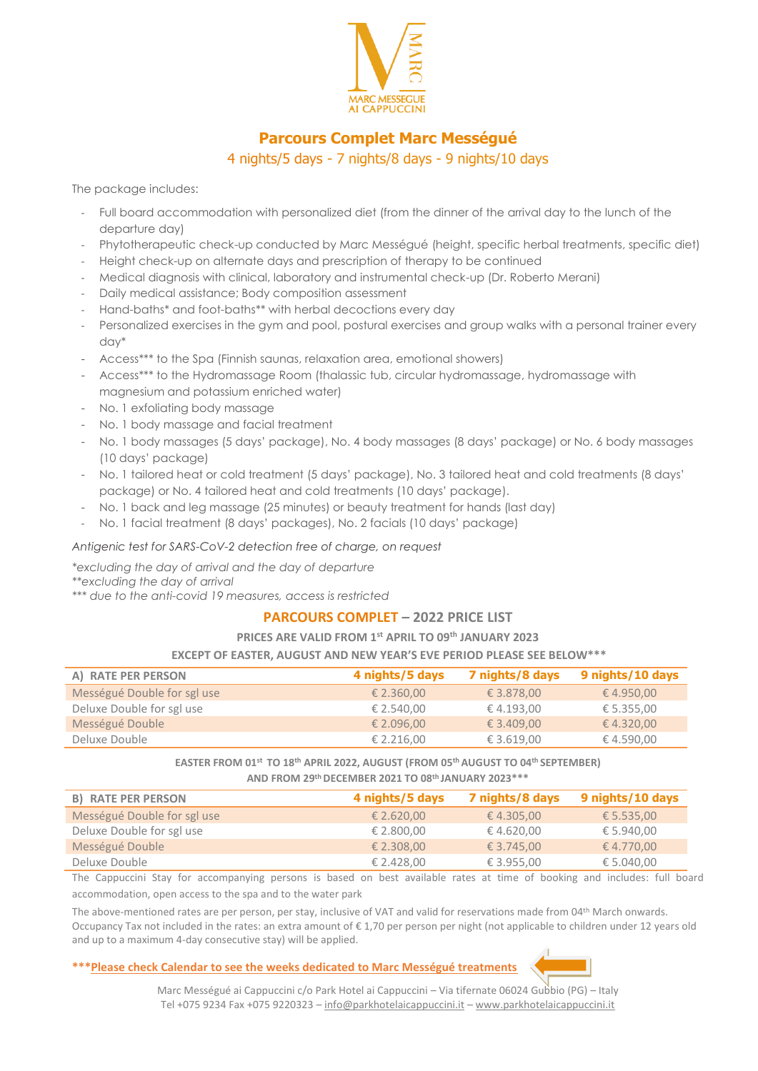# Parcours Complet Marc Mességué

4 nights/5 days - 7 nights/8 days - 9 nights/10 days

The package includes:

- Full board accommodation with personalized diet (from the dinner of the arrival day to the lunch of the departure day)
- Phytotherapeutic check-up conducted by Marc Mességué (height, specific herbal treatments, specific diet)
- Height check-up on alternate days and prescription of therapy to be continued
- Medical diagnosis with clinical, laboratory and instrumental check-up (Dr. Roberto Merani)
- Daily medical assistance; Body composition assessment
- Hand-baths* and foot-baths** with herbal decoctions every day
- Personalized exercises in the gym and pool, postural exercises and group walks with a personal trainer every day*
- Access*** to the Spa (Finnish saunas, relaxation area, emotional showers)
- Access*** to the Hydromassage Room (thalassic tub, circular hydromassage, hydromassage with magnesium and potassium enriched water)
- No. 1 exfoliating body massage
- No. 1 body massage and facial treatment
- No. 1 body massages (5 days' package), No. 4 body massages (8 days' package) or No. 6 body massages (10 days' package)
- No. 1 tailored heat or cold treatment (5 days' package), No. 3 tailored heat and cold treatments (8 days' package) or No. 4 tailored heat and cold treatments (10 days' package).
- No. 1 back and leg massage (25 minutes) or beauty treatment for hands (last day)
- No. 1 facial treatment (8 days' packages), No. 2 facials (10 days' package)

*Antigenic test for SARS-CoV-2 detection free of charge, on request*

*\*excluding the day of arrival and the day of departure*
*\*\*excluding the day of arrival*
*\*\*\* due to the anti-covid 19 measures, access is restricted*

## PARCOURS COMPLET – 2022 PRICE LIST

**PRICES ARE VALID FROM 1st APRIL TO 09th JANUARY 2023**

**EXCEPT OF EASTER, AUGUST AND NEW YEAR'S EVE PERIOD PLEASE SEE BELOW\*\*\***

| A) RATE PER PERSON | 4 nights/5 days | 7 nights/8 days | 9 nights/10 days |
|---|---|---|---|
| Mességué Double for sgl use | € 2.360,00 | € 3.878,00 | € 4.950,00 |
| Deluxe Double for sgl use | € 2.540,00 | € 4.193,00 | € 5.355,00 |
| Mességué Double | € 2.096,00 | € 3.409,00 | € 4.320,00 |
| Deluxe Double | € 2.216,00 | € 3.619,00 | € 4.590,00 |

**EASTER FROM 01st TO 18th APRIL 2022, AUGUST (FROM 05th AUGUST TO 04th SEPTEMBER) AND FROM 29th DECEMBER 2021 TO 08th JANUARY 2023\*\*\***

| B) RATE PER PERSON | 4 nights/5 days | 7 nights/8 days | 9 nights/10 days |
|---|---|---|---|
| Mességué Double for sgl use | € 2.620,00 | € 4.305,00 | € 5.535,00 |
| Deluxe Double for sgl use | € 2.800,00 | € 4.620,00 | € 5.940,00 |
| Mességué Double | € 2.308,00 | € 3.745,00 | € 4.770,00 |
| Deluxe Double | € 2.428,00 | € 3.955,00 | € 5.040,00 |

The Cappuccini Stay for accompanying persons is based on best available rates at time of booking and includes: full board accommodation, open access to the spa and to the water park

The above-mentioned rates are per person, per stay, inclusive of VAT and valid for reservations made from 04th March onwards. Occupancy Tax not included in the rates: an extra amount of € 1,70 per person per night (not applicable to children under 12 years old and up to a maximum 4-day consecutive stay) will be applied.

**\*\*\*Please check Calendar to see the weeks dedicated to Marc Mességué treatments**

Marc Mességué ai Cappuccini c/o Park Hotel ai Cappuccini – Via tifernate 06024 Gubbio (PG) – Italy
Tel +075 9234 Fax +075 9220323 – info@parkhotelaicappuccini.it – www.parkhotelaicappuccini.it